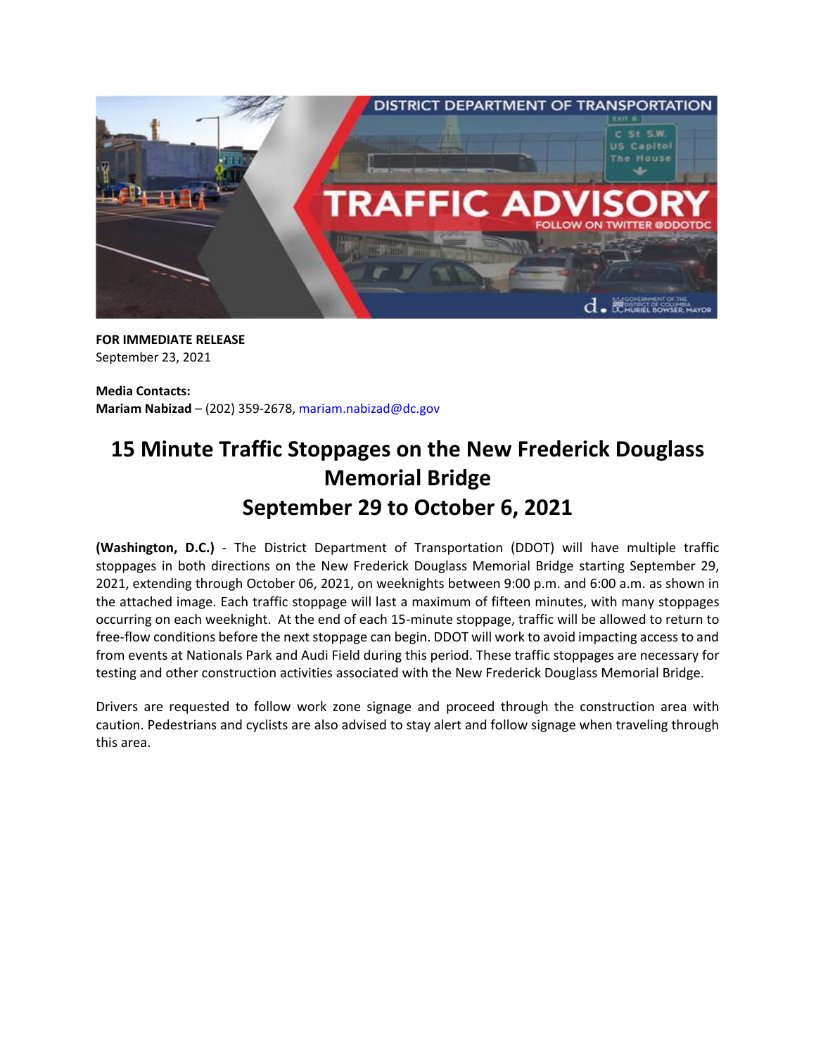**FOR IMMEDIATE RELEASE**
September 23, 2021

**Media Contacts:**
**Mariam Nabizad** – (202) 359-2678, mariam.nabizad@dc.gov

# 15 Minute Traffic Stoppages on the New Frederick Douglass Memorial Bridge September 29 to October 6, 2021

**(Washington, D.C.)** - The District Department of Transportation (DDOT) will have multiple traffic stoppages in both directions on the New Frederick Douglass Memorial Bridge starting September 29, 2021, extending through October 06, 2021, on weeknights between 9:00 p.m. and 6:00 a.m. as shown in the attached image. Each traffic stoppage will last a maximum of fifteen minutes, with many stoppages occurring on each weeknight. At the end of each 15-minute stoppage, traffic will be allowed to return to free-flow conditions before the next stoppage can begin. DDOT will work to avoid impacting access to and from events at Nationals Park and Audi Field during this period. These traffic stoppages are necessary for testing and other construction activities associated with the New Frederick Douglass Memorial Bridge.

Drivers are requested to follow work zone signage and proceed through the construction area with caution. Pedestrians and cyclists are also advised to stay alert and follow signage when traveling through this area.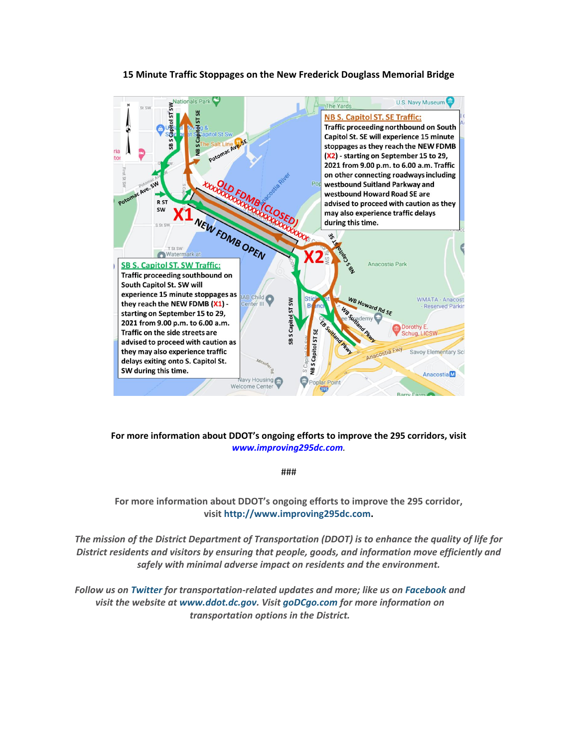**15 Minute Traffic Stoppages on the New Frederick Douglass Memorial Bridge**

**NB S. Capitol ST. SE Traffic:**

Traffic proceeding northbound on South Capitol St. SE will experience 15 minute stoppages as they reach the NEW FDMB (X2) - starting on September 15 to 29, 2021 from 9.00 p.m. to 6.00 a.m. Traffic on other connecting roadways including westbound Suitland Parkway and westbound Howard Road SE are advised to proceed with caution as they may also experience traffic delays during this time.

**SB S. Capitol ST. SW Traffic:**

Traffic proceeding southbound on South Capitol St. SW will experience 15 minute stoppages as they reach the NEW FDMB (X1) - starting on September 15 to 29, 2021 from 9.00 p.m. to 6.00 a.m. Traffic on the side streets are advised to proceed with caution as they may also experience traffic delays exiting onto S. Capitol St. SW during this time.

X1

X2

OLD FDMB (CLOSED)

NEW FDMB OPEN

SB S Capitol ST SW

NB S Capitol ST SE

WB Howard Rd SE

WB Suitland Pkwy

EB Suitland Pkwy

**For more information about DDOT's ongoing efforts to improve the 295 corridors, visit *www.improving295dc.com*.**

###

**For more information about DDOT's ongoing efforts to improve the 295 corridor, visit http://www.improving295dc.com.**

*The mission of the District Department of Transportation (DDOT) is to enhance the quality of life for District residents and visitors by ensuring that people, goods, and information move efficiently and safely with minimal adverse impact on residents and the environment.*

*Follow us on Twitter for transportation-related updates and more; like us on Facebook and visit the website at www.ddot.dc.gov. Visit goDCgo.com for more information on transportation options in the District.*